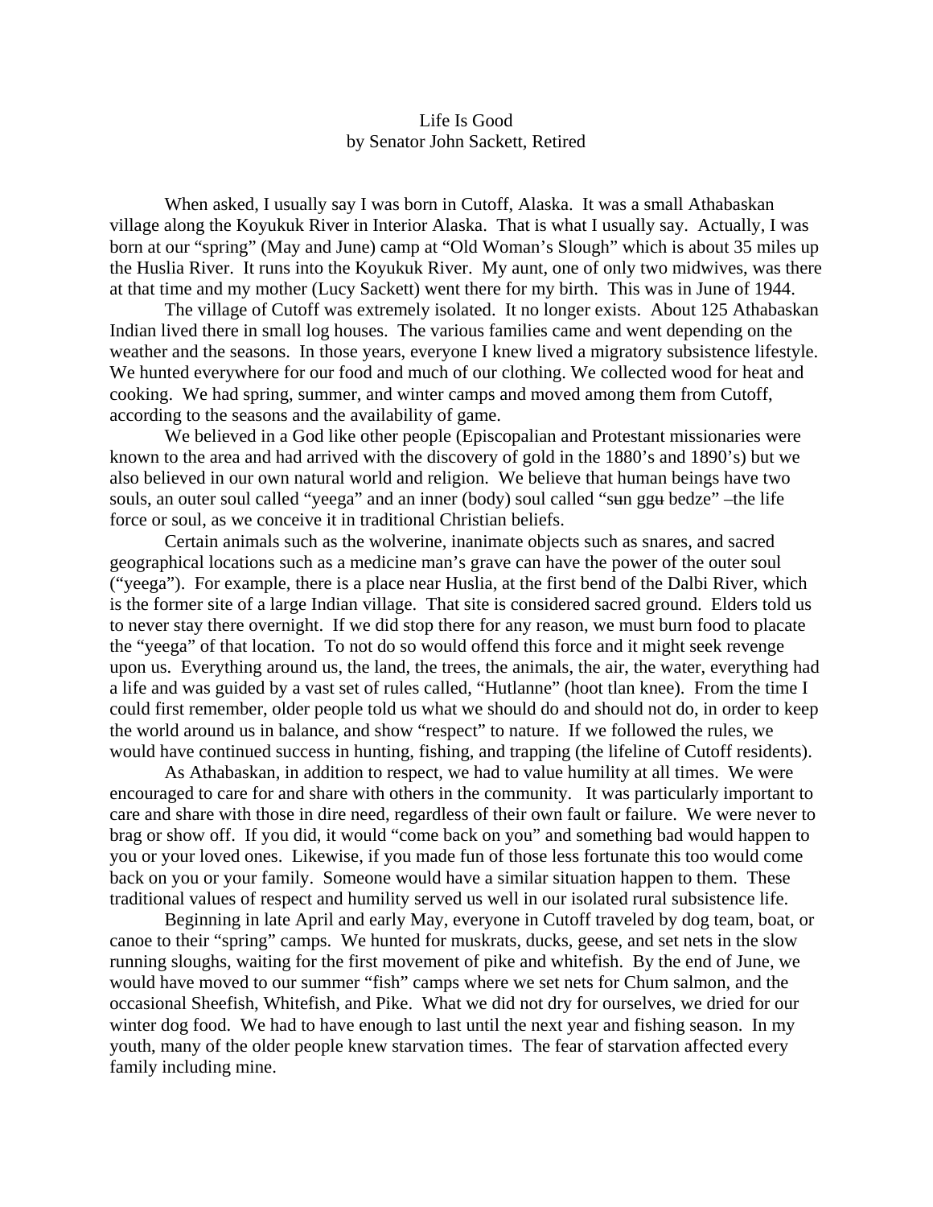# Life Is Good

by Senator John Sackett, Retired

When asked, I usually say I was born in Cutoff, Alaska. It was a small Athabaskan village along the Koyukuk River in Interior Alaska. That is what I usually say. Actually, I was born at our "spring" (May and June) camp at "Old Woman's Slough" which is about 35 miles up the Huslia River. It runs into the Koyukuk River. My aunt, one of only two midwives, was there at that time and my mother (Lucy Sackett) went there for my birth. This was in June of 1944.

The village of Cutoff was extremely isolated. It no longer exists. About 125 Athabaskan Indian lived there in small log houses. The various families came and went depending on the weather and the seasons. In those years, everyone I knew lived a migratory subsistence lifestyle. We hunted everywhere for our food and much of our clothing. We collected wood for heat and cooking. We had spring, summer, and winter camps and moved among them from Cutoff, according to the seasons and the availability of game.

We believed in a God like other people (Episcopalian and Protestant missionaries were known to the area and had arrived with the discovery of gold in the 1880's and 1890's) but we also believed in our own natural world and religion. We believe that human beings have two souls, an outer soul called "yeega" and an inner (body) soul called "sʉn ggʉ bedze" –the life force or soul, as we conceive it in traditional Christian beliefs.

Certain animals such as the wolverine, inanimate objects such as snares, and sacred geographical locations such as a medicine man's grave can have the power of the outer soul ("yeega"). For example, there is a place near Huslia, at the first bend of the Dalbi River, which is the former site of a large Indian village. That site is considered sacred ground. Elders told us to never stay there overnight. If we did stop there for any reason, we must burn food to placate the "yeega" of that location. To not do so would offend this force and it might seek revenge upon us. Everything around us, the land, the trees, the animals, the air, the water, everything had a life and was guided by a vast set of rules called, "Hutlanne" (hoot tlan knee). From the time I could first remember, older people told us what we should do and should not do, in order to keep the world around us in balance, and show "respect" to nature. If we followed the rules, we would have continued success in hunting, fishing, and trapping (the lifeline of Cutoff residents).

As Athabaskan, in addition to respect, we had to value humility at all times. We were encouraged to care for and share with others in the community. It was particularly important to care and share with those in dire need, regardless of their own fault or failure. We were never to brag or show off. If you did, it would "come back on you" and something bad would happen to you or your loved ones. Likewise, if you made fun of those less fortunate this too would come back on you or your family. Someone would have a similar situation happen to them. These traditional values of respect and humility served us well in our isolated rural subsistence life.

Beginning in late April and early May, everyone in Cutoff traveled by dog team, boat, or canoe to their "spring" camps. We hunted for muskrats, ducks, geese, and set nets in the slow running sloughs, waiting for the first movement of pike and whitefish. By the end of June, we would have moved to our summer "fish" camps where we set nets for Chum salmon, and the occasional Sheefish, Whitefish, and Pike. What we did not dry for ourselves, we dried for our winter dog food. We had to have enough to last until the next year and fishing season. In my youth, many of the older people knew starvation times. The fear of starvation affected every family including mine.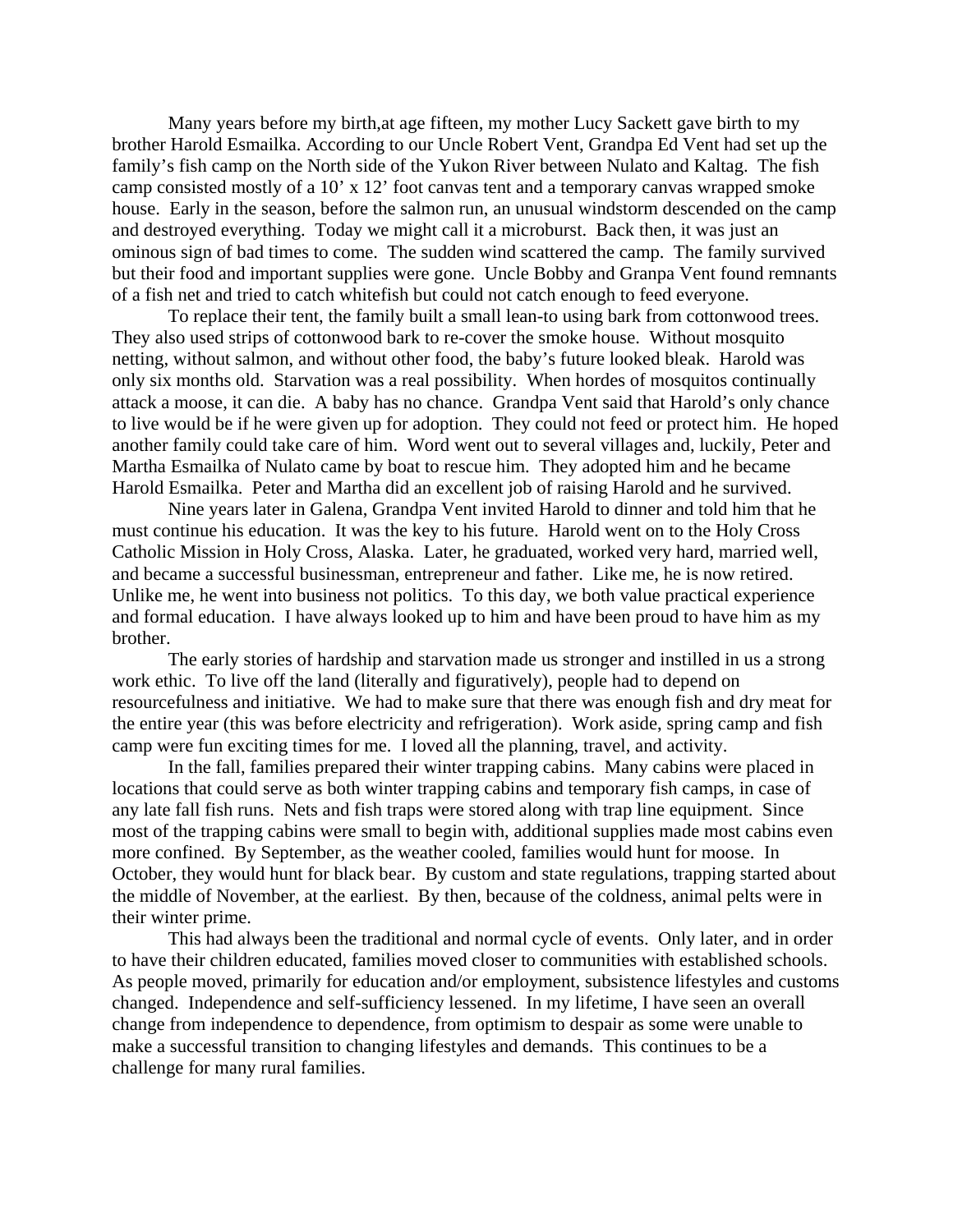Many years before my birth,at age fifteen, my mother Lucy Sackett gave birth to my brother Harold Esmailka. According to our Uncle Robert Vent, Grandpa Ed Vent had set up the family's fish camp on the North side of the Yukon River between Nulato and Kaltag. The fish camp consisted mostly of a 10' x 12' foot canvas tent and a temporary canvas wrapped smoke house. Early in the season, before the salmon run, an unusual windstorm descended on the camp and destroyed everything. Today we might call it a microburst. Back then, it was just an ominous sign of bad times to come. The sudden wind scattered the camp. The family survived but their food and important supplies were gone. Uncle Bobby and Granpa Vent found remnants of a fish net and tried to catch whitefish but could not catch enough to feed everyone.

To replace their tent, the family built a small lean-to using bark from cottonwood trees. They also used strips of cottonwood bark to re-cover the smoke house. Without mosquito netting, without salmon, and without other food, the baby's future looked bleak. Harold was only six months old. Starvation was a real possibility. When hordes of mosquitos continually attack a moose, it can die. A baby has no chance. Grandpa Vent said that Harold's only chance to live would be if he were given up for adoption. They could not feed or protect him. He hoped another family could take care of him. Word went out to several villages and, luckily, Peter and Martha Esmailka of Nulato came by boat to rescue him. They adopted him and he became Harold Esmailka. Peter and Martha did an excellent job of raising Harold and he survived.

Nine years later in Galena, Grandpa Vent invited Harold to dinner and told him that he must continue his education. It was the key to his future. Harold went on to the Holy Cross Catholic Mission in Holy Cross, Alaska. Later, he graduated, worked very hard, married well, and became a successful businessman, entrepreneur and father. Like me, he is now retired. Unlike me, he went into business not politics. To this day, we both value practical experience and formal education. I have always looked up to him and have been proud to have him as my brother.

The early stories of hardship and starvation made us stronger and instilled in us a strong work ethic. To live off the land (literally and figuratively), people had to depend on resourcefulness and initiative. We had to make sure that there was enough fish and dry meat for the entire year (this was before electricity and refrigeration). Work aside, spring camp and fish camp were fun exciting times for me. I loved all the planning, travel, and activity.

In the fall, families prepared their winter trapping cabins. Many cabins were placed in locations that could serve as both winter trapping cabins and temporary fish camps, in case of any late fall fish runs. Nets and fish traps were stored along with trap line equipment. Since most of the trapping cabins were small to begin with, additional supplies made most cabins even more confined. By September, as the weather cooled, families would hunt for moose. In October, they would hunt for black bear. By custom and state regulations, trapping started about the middle of November, at the earliest. By then, because of the coldness, animal pelts were in their winter prime.

This had always been the traditional and normal cycle of events. Only later, and in order to have their children educated, families moved closer to communities with established schools. As people moved, primarily for education and/or employment, subsistence lifestyles and customs changed. Independence and self-sufficiency lessened. In my lifetime, I have seen an overall change from independence to dependence, from optimism to despair as some were unable to make a successful transition to changing lifestyles and demands. This continues to be a challenge for many rural families.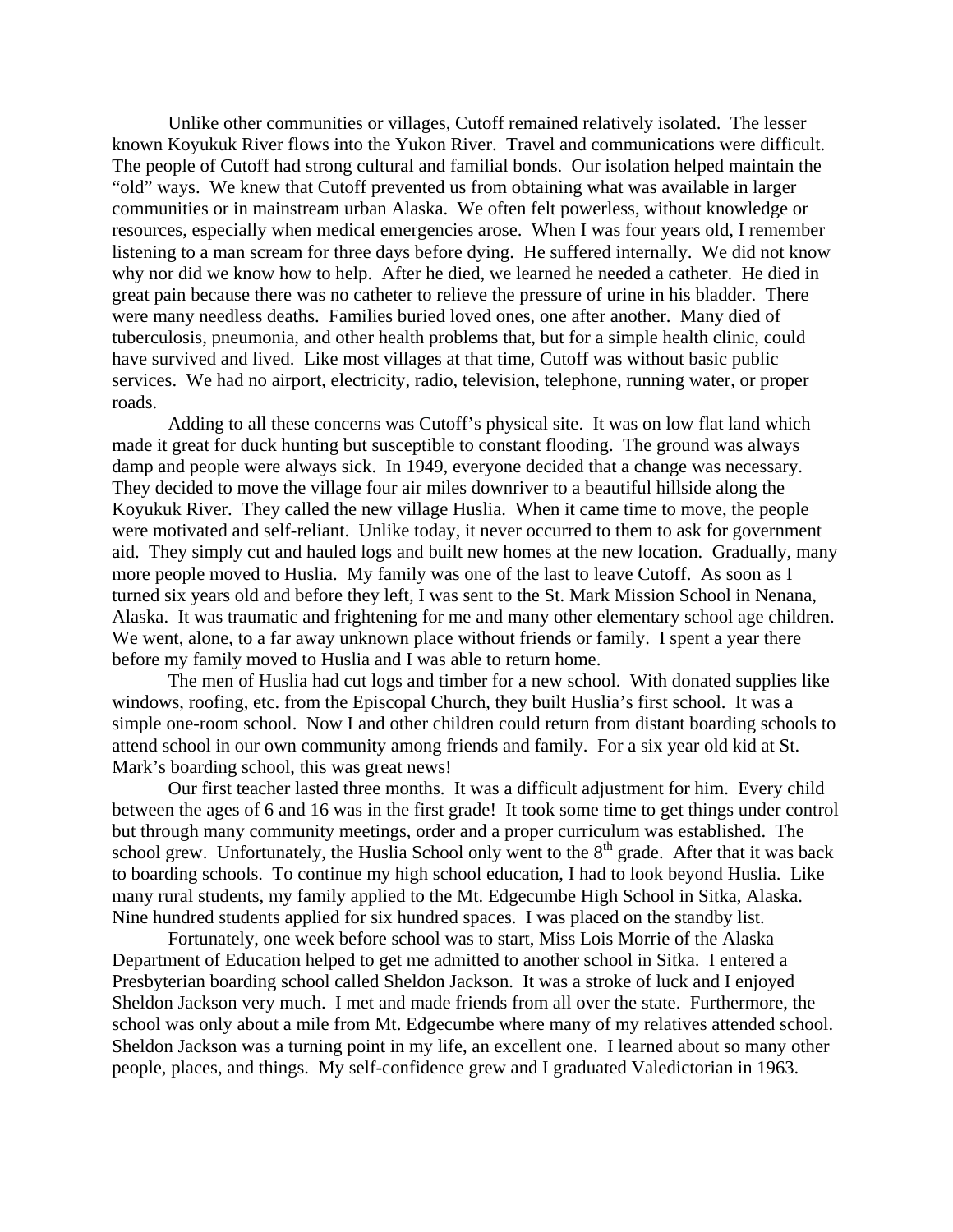Unlike other communities or villages, Cutoff remained relatively isolated. The lesser known Koyukuk River flows into the Yukon River. Travel and communications were difficult. The people of Cutoff had strong cultural and familial bonds. Our isolation helped maintain the "old" ways. We knew that Cutoff prevented us from obtaining what was available in larger communities or in mainstream urban Alaska. We often felt powerless, without knowledge or resources, especially when medical emergencies arose. When I was four years old, I remember listening to a man scream for three days before dying. He suffered internally. We did not know why nor did we know how to help. After he died, we learned he needed a catheter. He died in great pain because there was no catheter to relieve the pressure of urine in his bladder. There were many needless deaths. Families buried loved ones, one after another. Many died of tuberculosis, pneumonia, and other health problems that, but for a simple health clinic, could have survived and lived. Like most villages at that time, Cutoff was without basic public services. We had no airport, electricity, radio, television, telephone, running water, or proper roads.

Adding to all these concerns was Cutoff's physical site. It was on low flat land which made it great for duck hunting but susceptible to constant flooding. The ground was always damp and people were always sick. In 1949, everyone decided that a change was necessary. They decided to move the village four air miles downriver to a beautiful hillside along the Koyukuk River. They called the new village Huslia. When it came time to move, the people were motivated and self-reliant. Unlike today, it never occurred to them to ask for government aid. They simply cut and hauled logs and built new homes at the new location. Gradually, many more people moved to Huslia. My family was one of the last to leave Cutoff. As soon as I turned six years old and before they left, I was sent to the St. Mark Mission School in Nenana, Alaska. It was traumatic and frightening for me and many other elementary school age children. We went, alone, to a far away unknown place without friends or family. I spent a year there before my family moved to Huslia and I was able to return home.

The men of Huslia had cut logs and timber for a new school. With donated supplies like windows, roofing, etc. from the Episcopal Church, they built Huslia's first school. It was a simple one-room school. Now I and other children could return from distant boarding schools to attend school in our own community among friends and family. For a six year old kid at St. Mark's boarding school, this was great news!

Our first teacher lasted three months. It was a difficult adjustment for him. Every child between the ages of 6 and 16 was in the first grade! It took some time to get things under control but through many community meetings, order and a proper curriculum was established. The school grew. Unfortunately, the Huslia School only went to the 8th grade. After that it was back to boarding schools. To continue my high school education, I had to look beyond Huslia. Like many rural students, my family applied to the Mt. Edgecumbe High School in Sitka, Alaska. Nine hundred students applied for six hundred spaces. I was placed on the standby list.

Fortunately, one week before school was to start, Miss Lois Morrie of the Alaska Department of Education helped to get me admitted to another school in Sitka. I entered a Presbyterian boarding school called Sheldon Jackson. It was a stroke of luck and I enjoyed Sheldon Jackson very much. I met and made friends from all over the state. Furthermore, the school was only about a mile from Mt. Edgecumbe where many of my relatives attended school. Sheldon Jackson was a turning point in my life, an excellent one. I learned about so many other people, places, and things. My self-confidence grew and I graduated Valedictorian in 1963.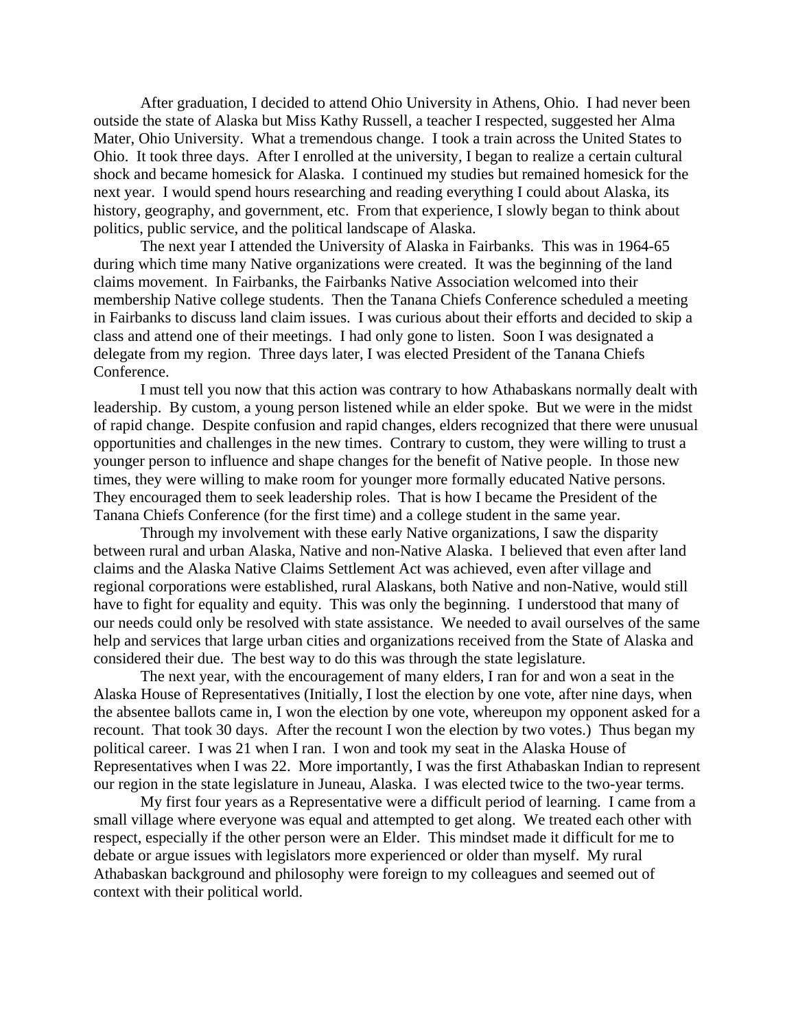After graduation, I decided to attend Ohio University in Athens, Ohio. I had never been outside the state of Alaska but Miss Kathy Russell, a teacher I respected, suggested her Alma Mater, Ohio University. What a tremendous change. I took a train across the United States to Ohio. It took three days. After I enrolled at the university, I began to realize a certain cultural shock and became homesick for Alaska. I continued my studies but remained homesick for the next year. I would spend hours researching and reading everything I could about Alaska, its history, geography, and government, etc. From that experience, I slowly began to think about politics, public service, and the political landscape of Alaska.

The next year I attended the University of Alaska in Fairbanks. This was in 1964-65 during which time many Native organizations were created. It was the beginning of the land claims movement. In Fairbanks, the Fairbanks Native Association welcomed into their membership Native college students. Then the Tanana Chiefs Conference scheduled a meeting in Fairbanks to discuss land claim issues. I was curious about their efforts and decided to skip a class and attend one of their meetings. I had only gone to listen. Soon I was designated a delegate from my region. Three days later, I was elected President of the Tanana Chiefs Conference.

I must tell you now that this action was contrary to how Athabaskans normally dealt with leadership. By custom, a young person listened while an elder spoke. But we were in the midst of rapid change. Despite confusion and rapid changes, elders recognized that there were unusual opportunities and challenges in the new times. Contrary to custom, they were willing to trust a younger person to influence and shape changes for the benefit of Native people. In those new times, they were willing to make room for younger more formally educated Native persons. They encouraged them to seek leadership roles. That is how I became the President of the Tanana Chiefs Conference (for the first time) and a college student in the same year.

Through my involvement with these early Native organizations, I saw the disparity between rural and urban Alaska, Native and non-Native Alaska. I believed that even after land claims and the Alaska Native Claims Settlement Act was achieved, even after village and regional corporations were established, rural Alaskans, both Native and non-Native, would still have to fight for equality and equity. This was only the beginning. I understood that many of our needs could only be resolved with state assistance. We needed to avail ourselves of the same help and services that large urban cities and organizations received from the State of Alaska and considered their due. The best way to do this was through the state legislature.

The next year, with the encouragement of many elders, I ran for and won a seat in the Alaska House of Representatives (Initially, I lost the election by one vote, after nine days, when the absentee ballots came in, I won the election by one vote, whereupon my opponent asked for a recount. That took 30 days. After the recount I won the election by two votes.) Thus began my political career. I was 21 when I ran. I won and took my seat in the Alaska House of Representatives when I was 22. More importantly, I was the first Athabaskan Indian to represent our region in the state legislature in Juneau, Alaska. I was elected twice to the two-year terms.

My first four years as a Representative were a difficult period of learning. I came from a small village where everyone was equal and attempted to get along. We treated each other with respect, especially if the other person were an Elder. This mindset made it difficult for me to debate or argue issues with legislators more experienced or older than myself. My rural Athabaskan background and philosophy were foreign to my colleagues and seemed out of context with their political world.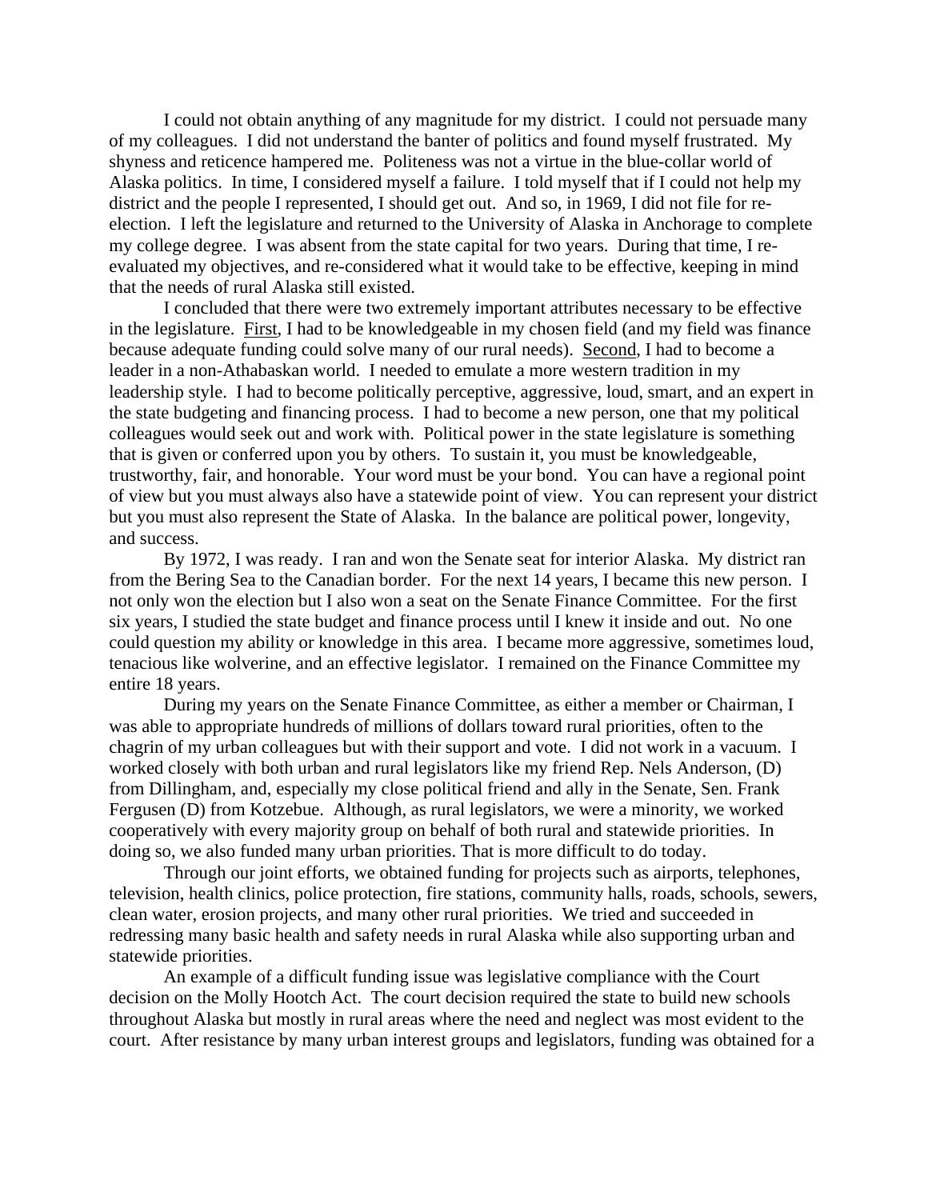I could not obtain anything of any magnitude for my district. I could not persuade many of my colleagues. I did not understand the banter of politics and found myself frustrated. My shyness and reticence hampered me. Politeness was not a virtue in the blue-collar world of Alaska politics. In time, I considered myself a failure. I told myself that if I could not help my district and the people I represented, I should get out. And so, in 1969, I did not file for re-election. I left the legislature and returned to the University of Alaska in Anchorage to complete my college degree. I was absent from the state capital for two years. During that time, I re-evaluated my objectives, and re-considered what it would take to be effective, keeping in mind that the needs of rural Alaska still existed.

I concluded that there were two extremely important attributes necessary to be effective in the legislature. First, I had to be knowledgeable in my chosen field (and my field was finance because adequate funding could solve many of our rural needs). Second, I had to become a leader in a non-Athabaskan world. I needed to emulate a more western tradition in my leadership style. I had to become politically perceptive, aggressive, loud, smart, and an expert in the state budgeting and financing process. I had to become a new person, one that my political colleagues would seek out and work with. Political power in the state legislature is something that is given or conferred upon you by others. To sustain it, you must be knowledgeable, trustworthy, fair, and honorable. Your word must be your bond. You can have a regional point of view but you must always also have a statewide point of view. You can represent your district but you must also represent the State of Alaska. In the balance are political power, longevity, and success.

By 1972, I was ready. I ran and won the Senate seat for interior Alaska. My district ran from the Bering Sea to the Canadian border. For the next 14 years, I became this new person. I not only won the election but I also won a seat on the Senate Finance Committee. For the first six years, I studied the state budget and finance process until I knew it inside and out. No one could question my ability or knowledge in this area. I became more aggressive, sometimes loud, tenacious like wolverine, and an effective legislator. I remained on the Finance Committee my entire 18 years.

During my years on the Senate Finance Committee, as either a member or Chairman, I was able to appropriate hundreds of millions of dollars toward rural priorities, often to the chagrin of my urban colleagues but with their support and vote. I did not work in a vacuum. I worked closely with both urban and rural legislators like my friend Rep. Nels Anderson, (D) from Dillingham, and, especially my close political friend and ally in the Senate, Sen. Frank Fergusen (D) from Kotzebue. Although, as rural legislators, we were a minority, we worked cooperatively with every majority group on behalf of both rural and statewide priorities. In doing so, we also funded many urban priorities. That is more difficult to do today.

Through our joint efforts, we obtained funding for projects such as airports, telephones, television, health clinics, police protection, fire stations, community halls, roads, schools, sewers, clean water, erosion projects, and many other rural priorities. We tried and succeeded in redressing many basic health and safety needs in rural Alaska while also supporting urban and statewide priorities.

An example of a difficult funding issue was legislative compliance with the Court decision on the Molly Hootch Act. The court decision required the state to build new schools throughout Alaska but mostly in rural areas where the need and neglect was most evident to the court. After resistance by many urban interest groups and legislators, funding was obtained for a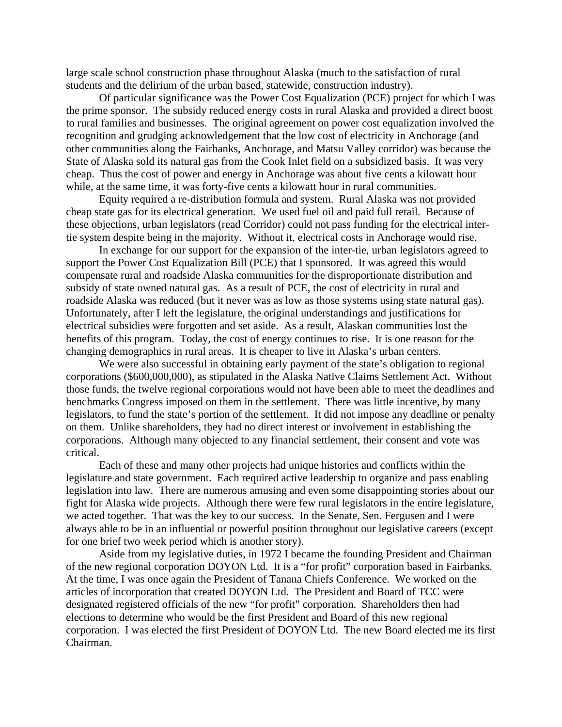large scale school construction phase throughout Alaska (much to the satisfaction of rural students and the delirium of the urban based, statewide, construction industry).

Of particular significance was the Power Cost Equalization (PCE) project for which I was the prime sponsor. The subsidy reduced energy costs in rural Alaska and provided a direct boost to rural families and businesses. The original agreement on power cost equalization involved the recognition and grudging acknowledgement that the low cost of electricity in Anchorage (and other communities along the Fairbanks, Anchorage, and Matsu Valley corridor) was because the State of Alaska sold its natural gas from the Cook Inlet field on a subsidized basis. It was very cheap. Thus the cost of power and energy in Anchorage was about five cents a kilowatt hour while, at the same time, it was forty-five cents a kilowatt hour in rural communities.

Equity required a re-distribution formula and system. Rural Alaska was not provided cheap state gas for its electrical generation. We used fuel oil and paid full retail. Because of these objections, urban legislators (read Corridor) could not pass funding for the electrical inter-tie system despite being in the majority. Without it, electrical costs in Anchorage would rise.

In exchange for our support for the expansion of the inter-tie, urban legislators agreed to support the Power Cost Equalization Bill (PCE) that I sponsored. It was agreed this would compensate rural and roadside Alaska communities for the disproportionate distribution and subsidy of state owned natural gas. As a result of PCE, the cost of electricity in rural and roadside Alaska was reduced (but it never was as low as those systems using state natural gas). Unfortunately, after I left the legislature, the original understandings and justifications for electrical subsidies were forgotten and set aside. As a result, Alaskan communities lost the benefits of this program. Today, the cost of energy continues to rise. It is one reason for the changing demographics in rural areas. It is cheaper to live in Alaska's urban centers.

We were also successful in obtaining early payment of the state's obligation to regional corporations ($600,000,000), as stipulated in the Alaska Native Claims Settlement Act. Without those funds, the twelve regional corporations would not have been able to meet the deadlines and benchmarks Congress imposed on them in the settlement. There was little incentive, by many legislators, to fund the state's portion of the settlement. It did not impose any deadline or penalty on them. Unlike shareholders, they had no direct interest or involvement in establishing the corporations. Although many objected to any financial settlement, their consent and vote was critical.

Each of these and many other projects had unique histories and conflicts within the legislature and state government. Each required active leadership to organize and pass enabling legislation into law. There are numerous amusing and even some disappointing stories about our fight for Alaska wide projects. Although there were few rural legislators in the entire legislature, we acted together. That was the key to our success. In the Senate, Sen. Fergusen and I were always able to be in an influential or powerful position throughout our legislative careers (except for one brief two week period which is another story).

Aside from my legislative duties, in 1972 I became the founding President and Chairman of the new regional corporation DOYON Ltd. It is a "for profit" corporation based in Fairbanks. At the time, I was once again the President of Tanana Chiefs Conference. We worked on the articles of incorporation that created DOYON Ltd. The President and Board of TCC were designated registered officials of the new "for profit" corporation. Shareholders then had elections to determine who would be the first President and Board of this new regional corporation. I was elected the first President of DOYON Ltd. The new Board elected me its first Chairman.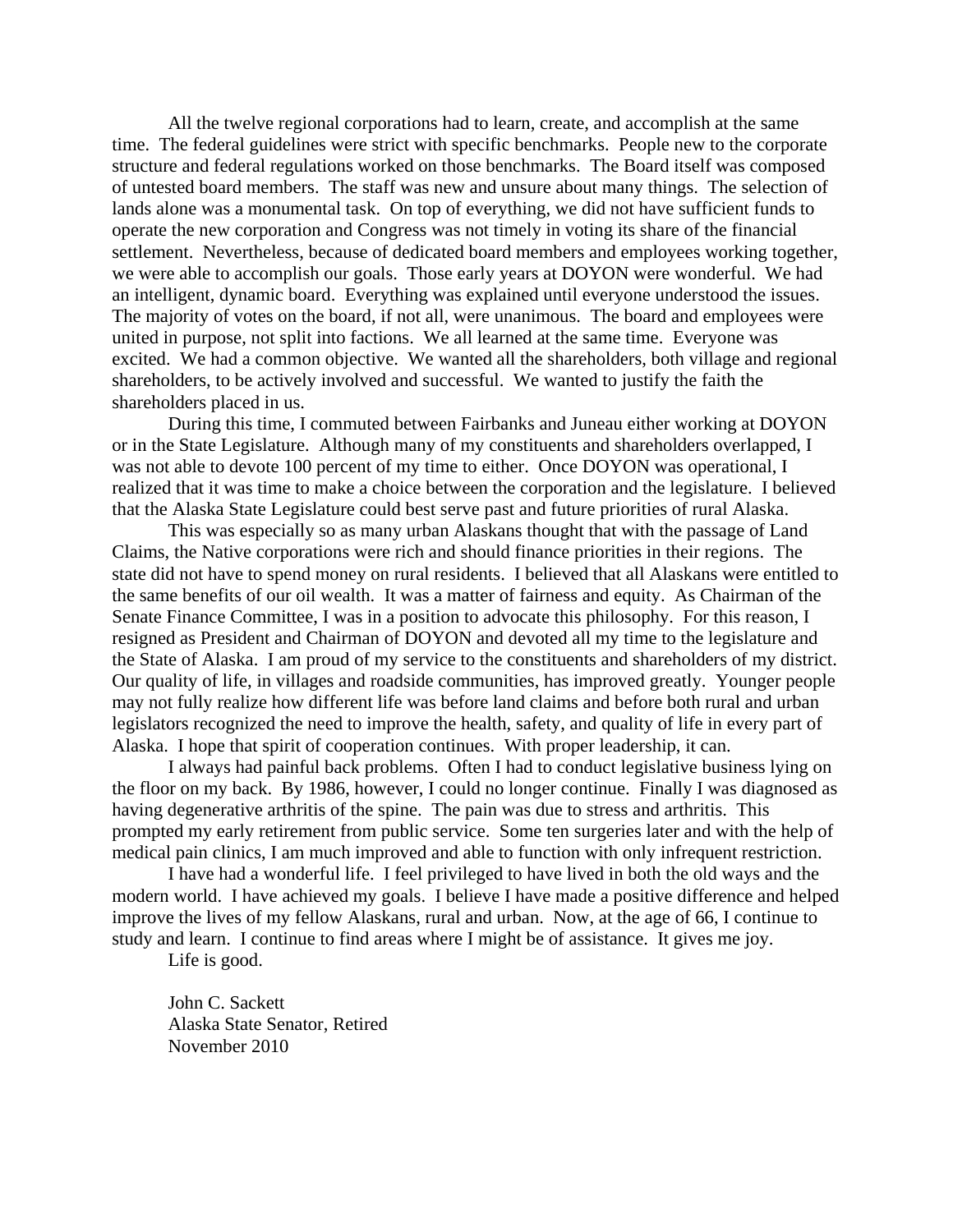All the twelve regional corporations had to learn, create, and accomplish at the same time. The federal guidelines were strict with specific benchmarks. People new to the corporate structure and federal regulations worked on those benchmarks. The Board itself was composed of untested board members. The staff was new and unsure about many things. The selection of lands alone was a monumental task. On top of everything, we did not have sufficient funds to operate the new corporation and Congress was not timely in voting its share of the financial settlement. Nevertheless, because of dedicated board members and employees working together, we were able to accomplish our goals. Those early years at DOYON were wonderful. We had an intelligent, dynamic board. Everything was explained until everyone understood the issues. The majority of votes on the board, if not all, were unanimous. The board and employees were united in purpose, not split into factions. We all learned at the same time. Everyone was excited. We had a common objective. We wanted all the shareholders, both village and regional shareholders, to be actively involved and successful. We wanted to justify the faith the shareholders placed in us.

During this time, I commuted between Fairbanks and Juneau either working at DOYON or in the State Legislature. Although many of my constituents and shareholders overlapped, I was not able to devote 100 percent of my time to either. Once DOYON was operational, I realized that it was time to make a choice between the corporation and the legislature. I believed that the Alaska State Legislature could best serve past and future priorities of rural Alaska.

This was especially so as many urban Alaskans thought that with the passage of Land Claims, the Native corporations were rich and should finance priorities in their regions. The state did not have to spend money on rural residents. I believed that all Alaskans were entitled to the same benefits of our oil wealth. It was a matter of fairness and equity. As Chairman of the Senate Finance Committee, I was in a position to advocate this philosophy. For this reason, I resigned as President and Chairman of DOYON and devoted all my time to the legislature and the State of Alaska. I am proud of my service to the constituents and shareholders of my district. Our quality of life, in villages and roadside communities, has improved greatly. Younger people may not fully realize how different life was before land claims and before both rural and urban legislators recognized the need to improve the health, safety, and quality of life in every part of Alaska. I hope that spirit of cooperation continues. With proper leadership, it can.

I always had painful back problems. Often I had to conduct legislative business lying on the floor on my back. By 1986, however, I could no longer continue. Finally I was diagnosed as having degenerative arthritis of the spine. The pain was due to stress and arthritis. This prompted my early retirement from public service. Some ten surgeries later and with the help of medical pain clinics, I am much improved and able to function with only infrequent restriction.

I have had a wonderful life. I feel privileged to have lived in both the old ways and the modern world. I have achieved my goals. I believe I have made a positive difference and helped improve the lives of my fellow Alaskans, rural and urban. Now, at the age of 66, I continue to study and learn. I continue to find areas where I might be of assistance. It gives me joy.

Life is good.

John C. Sackett
Alaska State Senator, Retired
November 2010